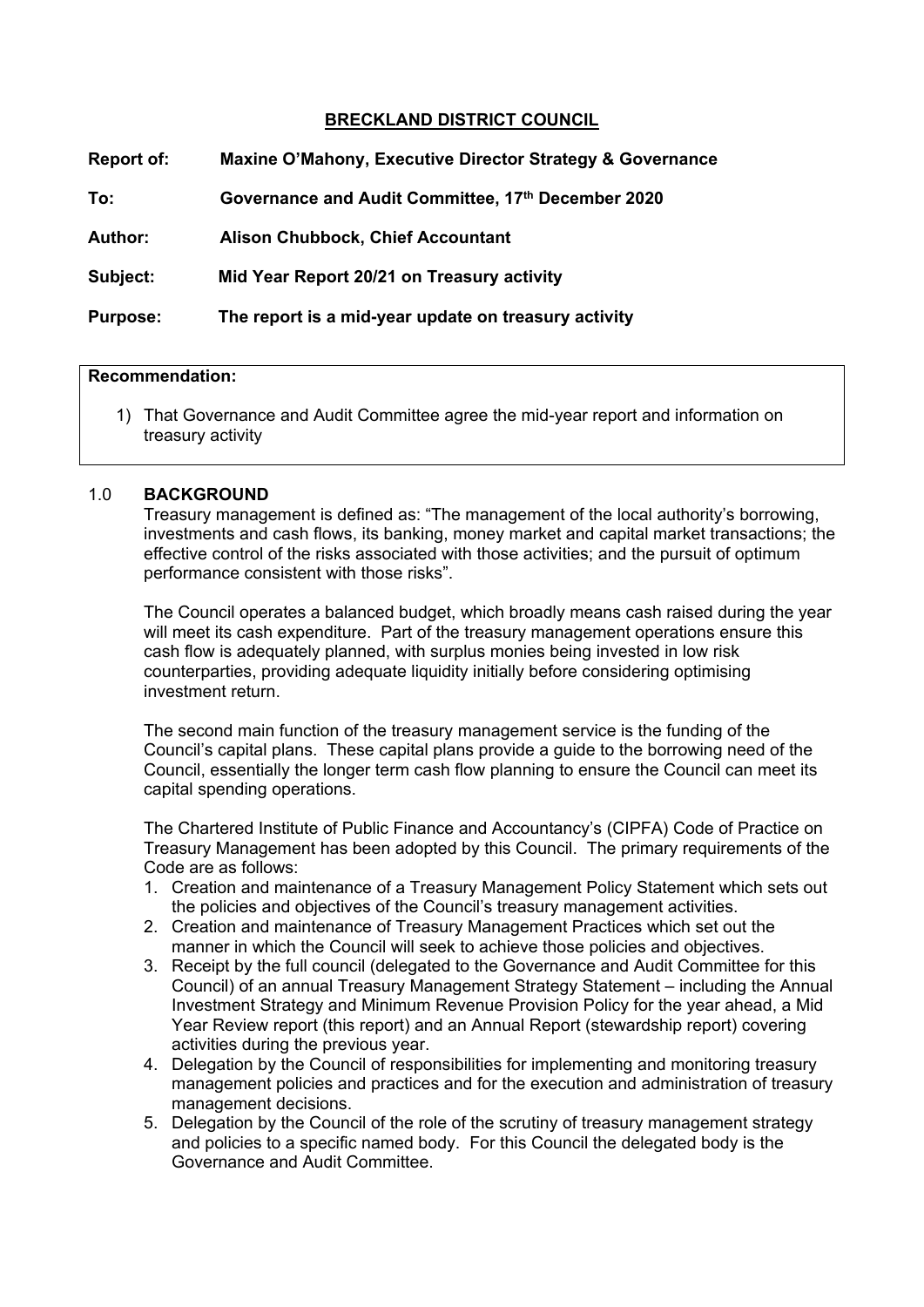# BRECKLAND DISTRICT COUNCIL

**Report of:** **Maxine O'Mahony, Executive Director Strategy & Governance**

**To:** **Governance and Audit Committee, 17th December 2020**

**Author:** **Alison Chubbock, Chief Accountant**

**Subject:** **Mid Year Report 20/21 on Treasury activity**

**Purpose:** **The report is a mid-year update on treasury activity**

**Recommendation:**

1) That Governance and Audit Committee agree the mid-year report and information on treasury activity

## 1.0 BACKGROUND

Treasury management is defined as: "The management of the local authority's borrowing, investments and cash flows, its banking, money market and capital market transactions; the effective control of the risks associated with those activities; and the pursuit of optimum performance consistent with those risks".

The Council operates a balanced budget, which broadly means cash raised during the year will meet its cash expenditure. Part of the treasury management operations ensure this cash flow is adequately planned, with surplus monies being invested in low risk counterparties, providing adequate liquidity initially before considering optimising investment return.

The second main function of the treasury management service is the funding of the Council's capital plans. These capital plans provide a guide to the borrowing need of the Council, essentially the longer term cash flow planning to ensure the Council can meet its capital spending operations.

The Chartered Institute of Public Finance and Accountancy's (CIPFA) Code of Practice on Treasury Management has been adopted by this Council. The primary requirements of the Code are as follows:

1. Creation and maintenance of a Treasury Management Policy Statement which sets out the policies and objectives of the Council's treasury management activities.
2. Creation and maintenance of Treasury Management Practices which set out the manner in which the Council will seek to achieve those policies and objectives.
3. Receipt by the full council (delegated to the Governance and Audit Committee for this Council) of an annual Treasury Management Strategy Statement – including the Annual Investment Strategy and Minimum Revenue Provision Policy for the year ahead, a Mid Year Review report (this report) and an Annual Report (stewardship report) covering activities during the previous year.
4. Delegation by the Council of responsibilities for implementing and monitoring treasury management policies and practices and for the execution and administration of treasury management decisions.
5. Delegation by the Council of the role of the scrutiny of treasury management strategy and policies to a specific named body. For this Council the delegated body is the Governance and Audit Committee.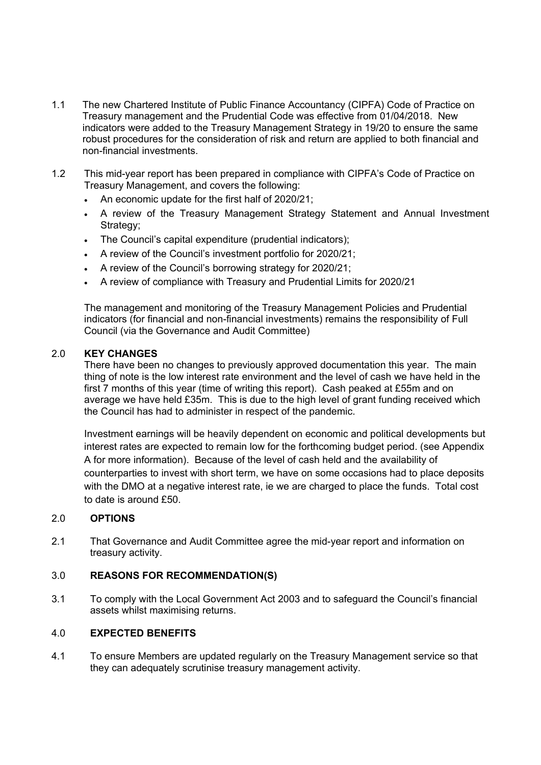1.1 The new Chartered Institute of Public Finance Accountancy (CIPFA) Code of Practice on Treasury management and the Prudential Code was effective from 01/04/2018. New indicators were added to the Treasury Management Strategy in 19/20 to ensure the same robust procedures for the consideration of risk and return are applied to both financial and non-financial investments.

1.2 This mid-year report has been prepared in compliance with CIPFA's Code of Practice on Treasury Management, and covers the following:

- An economic update for the first half of 2020/21;
- A review of the Treasury Management Strategy Statement and Annual Investment Strategy;
- The Council's capital expenditure (prudential indicators);
- A review of the Council's investment portfolio for 2020/21;
- A review of the Council's borrowing strategy for 2020/21;
- A review of compliance with Treasury and Prudential Limits for 2020/21

The management and monitoring of the Treasury Management Policies and Prudential indicators (for financial and non-financial investments) remains the responsibility of Full Council (via the Governance and Audit Committee)

## 2.0 KEY CHANGES

There have been no changes to previously approved documentation this year. The main thing of note is the low interest rate environment and the level of cash we have held in the first 7 months of this year (time of writing this report). Cash peaked at £55m and on average we have held £35m. This is due to the high level of grant funding received which the Council has had to administer in respect of the pandemic.

Investment earnings will be heavily dependent on economic and political developments but interest rates are expected to remain low for the forthcoming budget period. (see Appendix A for more information). Because of the level of cash held and the availability of counterparties to invest with short term, we have on some occasions had to place deposits with the DMO at a negative interest rate, ie we are charged to place the funds. Total cost to date is around £50.

## 2.0 OPTIONS

2.1 That Governance and Audit Committee agree the mid-year report and information on treasury activity.

## 3.0 REASONS FOR RECOMMENDATION(S)

3.1 To comply with the Local Government Act 2003 and to safeguard the Council's financial assets whilst maximising returns.

## 4.0 EXPECTED BENEFITS

4.1 To ensure Members are updated regularly on the Treasury Management service so that they can adequately scrutinise treasury management activity.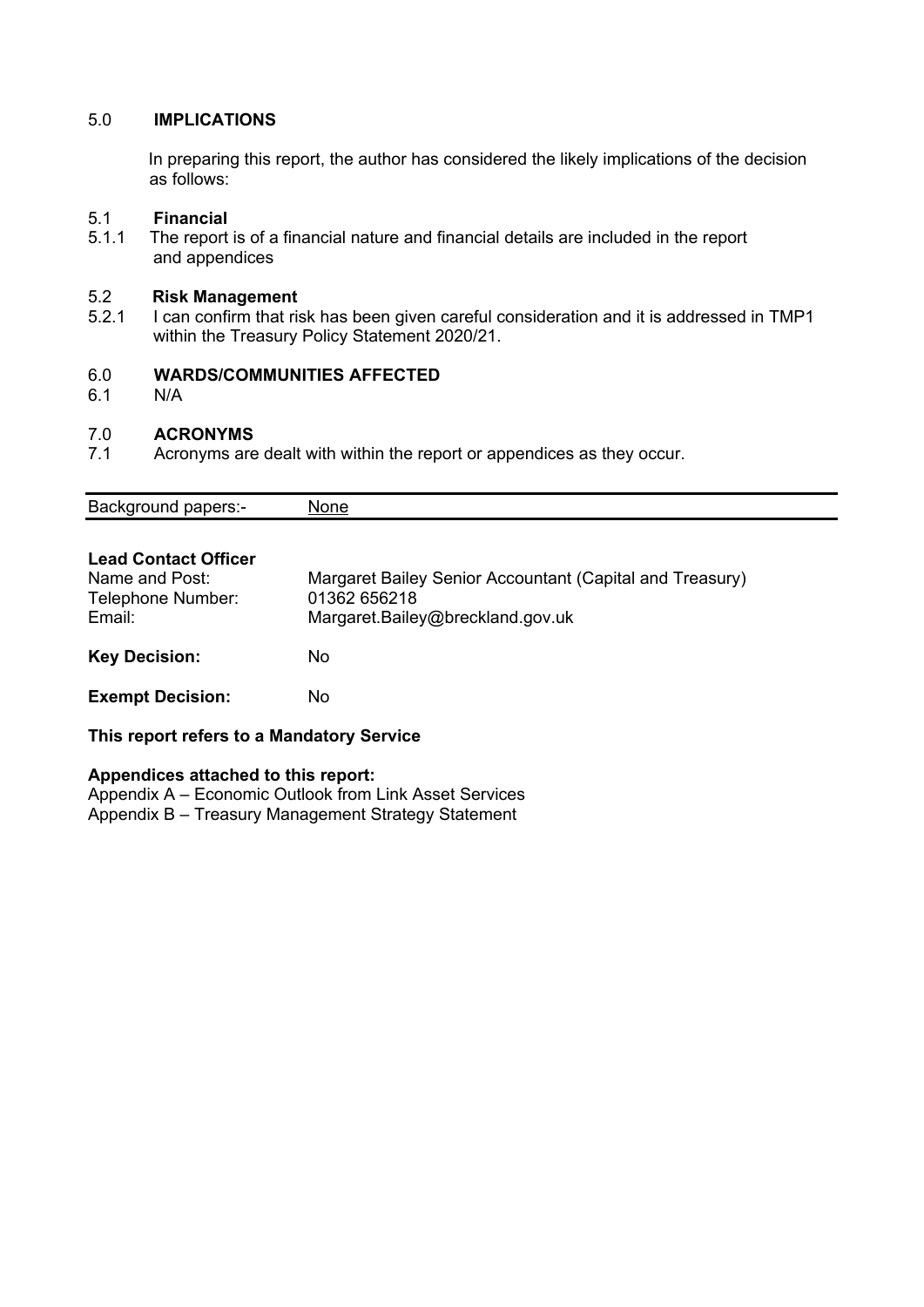## 5.0 IMPLICATIONS

In preparing this report, the author has considered the likely implications of the decision as follows:

### 5.1 Financial

5.1.1 The report is of a financial nature and financial details are included in the report and appendices

### 5.2 Risk Management

5.2.1 I can confirm that risk has been given careful consideration and it is addressed in TMP1 within the Treasury Policy Statement 2020/21.

## 6.0 WARDS/COMMUNITIES AFFECTED

6.1 N/A

## 7.0 ACRONYMS

7.1 Acronyms are dealt with within the report or appendices as they occur.

| | |
|---|---|
| Background papers:- | None |

**Lead Contact Officer**

| | |
|---|---|
| Name and Post: | Margaret Bailey Senior Accountant (Capital and Treasury) |
| Telephone Number: | 01362 656218 |
| Email: | Margaret.Bailey@breckland.gov.uk |

**Key Decision:** No

**Exempt Decision:** No

**This report refers to a Mandatory Service**

**Appendices attached to this report:**

Appendix A – Economic Outlook from Link Asset Services
Appendix B – Treasury Management Strategy Statement